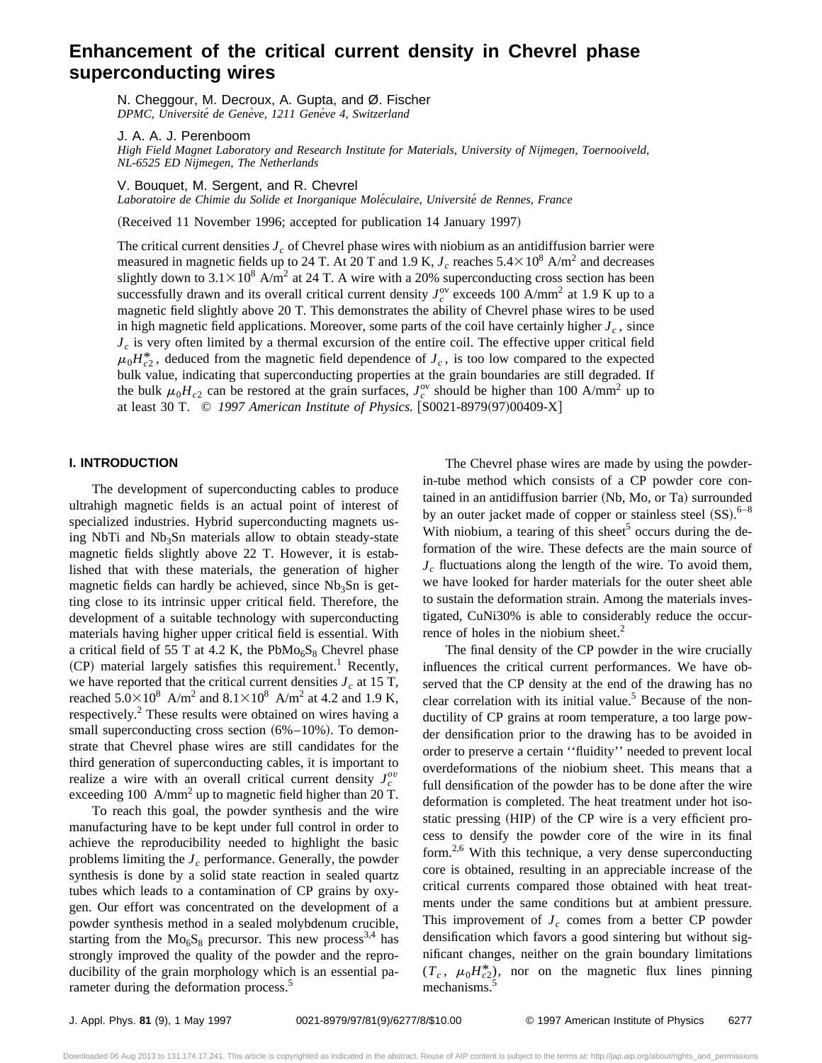# Enhancement of the critical current density in Chevrel phase superconducting wires

N. Cheggour, M. Decroux, A. Gupta, and Ø. Fischer
*DPMC, Université de Genève, 1211 Genève 4, Switzerland*

J. A. A. J. Perenboom
*High Field Magnet Laboratory and Research Institute for Materials, University of Nijmegen, Toernooiveld, NL-6525 ED Nijmegen, The Netherlands*

V. Bouquet, M. Sergent, and R. Chevrel
*Laboratoire de Chimie du Solide et Inorganique Moléculaire, Université de Rennes, France*

(Received 11 November 1996; accepted for publication 14 January 1997)

The critical current densities $J_c$ of Chevrel phase wires with niobium as an antidiffusion barrier were measured in magnetic fields up to 24 T. At 20 T and 1.9 K, $J_c$ reaches $5.4\times10^8$ A/m$^2$ and decreases slightly down to $3.1\times10^8$ A/m$^2$ at 24 T. A wire with a 20% superconducting cross section has been successfully drawn and its overall critical current density $J_c^{ov}$ exceeds 100 A/mm$^2$ at 1.9 K up to a magnetic field slightly above 20 T. This demonstrates the ability of Chevrel phase wires to be used in high magnetic field applications. Moreover, some parts of the coil have certainly higher $J_c$, since $J_c$ is very often limited by a thermal excursion of the entire coil. The effective upper critical field $\mu_0H_{c2}^*$, deduced from the magnetic field dependence of $J_c$, is too low compared to the expected bulk value, indicating that superconducting properties at the grain boundaries are still degraded. If the bulk $\mu_0H_{c2}$ can be restored at the grain surfaces, $J_c^{ov}$ should be higher than 100 A/mm$^2$ up to at least 30 T. © *1997 American Institute of Physics.* [S0021-8979(97)00409-X]

## I. INTRODUCTION

The development of superconducting cables to produce ultrahigh magnetic fields is an actual point of interest of specialized industries. Hybrid superconducting magnets using NbTi and $Nb_3Sn$ materials allow to obtain steady-state magnetic fields slightly above 22 T. However, it is established that with these materials, the generation of higher magnetic fields can hardly be achieved, since $Nb_3Sn$ is getting close to its intrinsic upper critical field. Therefore, the development of a suitable technology with superconducting materials having higher upper critical field is essential. With a critical field of 55 T at 4.2 K, the $PbMo_6S_8$ Chevrel phase (CP) material largely satisfies this requirement.[1] Recently, we have reported that the critical current densities $J_c$ at 15 T, reached $5.0\times10^8$ A/m$^2$ and $8.1\times10^8$ A/m$^2$ at 4.2 and 1.9 K, respectively.[2] These results were obtained on wires having a small superconducting cross section (6%–10%). To demonstrate that Chevrel phase wires are still candidates for the third generation of superconducting cables, it is important to realize a wire with an overall critical current density $J_c^{ov}$ exceeding 100 A/mm$^2$ up to magnetic field higher than 20 T.

To reach this goal, the powder synthesis and the wire manufacturing have to be kept under full control in order to achieve the reproducibility needed to highlight the basic problems limiting the $J_c$ performance. Generally, the powder synthesis is done by a solid state reaction in sealed quartz tubes which leads to a contamination of CP grains by oxygen. Our effort was concentrated on the development of a powder synthesis method in a sealed molybdenum crucible, starting from the $Mo_6S_8$ precursor. This new process[3,4] has strongly improved the quality of the powder and the reproducibility of the grain morphology which is an essential parameter during the deformation process.[5]

The Chevrel phase wires are made by using the powder-in-tube method which consists of a CP powder core contained in an antidiffusion barrier (Nb, Mo, or Ta) surrounded by an outer jacket made of copper or stainless steel (SS).[6–8] With niobium, a tearing of this sheet[5] occurs during the deformation of the wire. These defects are the main source of $J_c$ fluctuations along the length of the wire. To avoid them, we have looked for harder materials for the outer sheet able to sustain the deformation strain. Among the materials investigated, CuNi30% is able to considerably reduce the occurrence of holes in the niobium sheet.[2]

The final density of the CP powder in the wire crucially influences the critical current performances. We have observed that the CP density at the end of the drawing has no clear correlation with its initial value.[5] Because of the nonductility of CP grains at room temperature, a too large powder densification prior to the drawing has to be avoided in order to preserve a certain ''fluidity'' needed to prevent local overdeformations of the niobium sheet. This means that a full densification of the powder has to be done after the wire deformation is completed. The heat treatment under hot isostatic pressing (HIP) of the CP wire is a very efficient process to densify the powder core of the wire in its final form.[2,6] With this technique, a very dense superconducting core is obtained, resulting in an appreciable increase of the critical currents compared those obtained with heat treatments under the same conditions but at ambient pressure. This improvement of $J_c$ comes from a better CP powder densification which favors a good sintering but without significant changes, neither on the grain boundary limitations ($T_c$, $\mu_0H_{c2}^*$), nor on the magnetic flux lines pinning mechanisms.[5]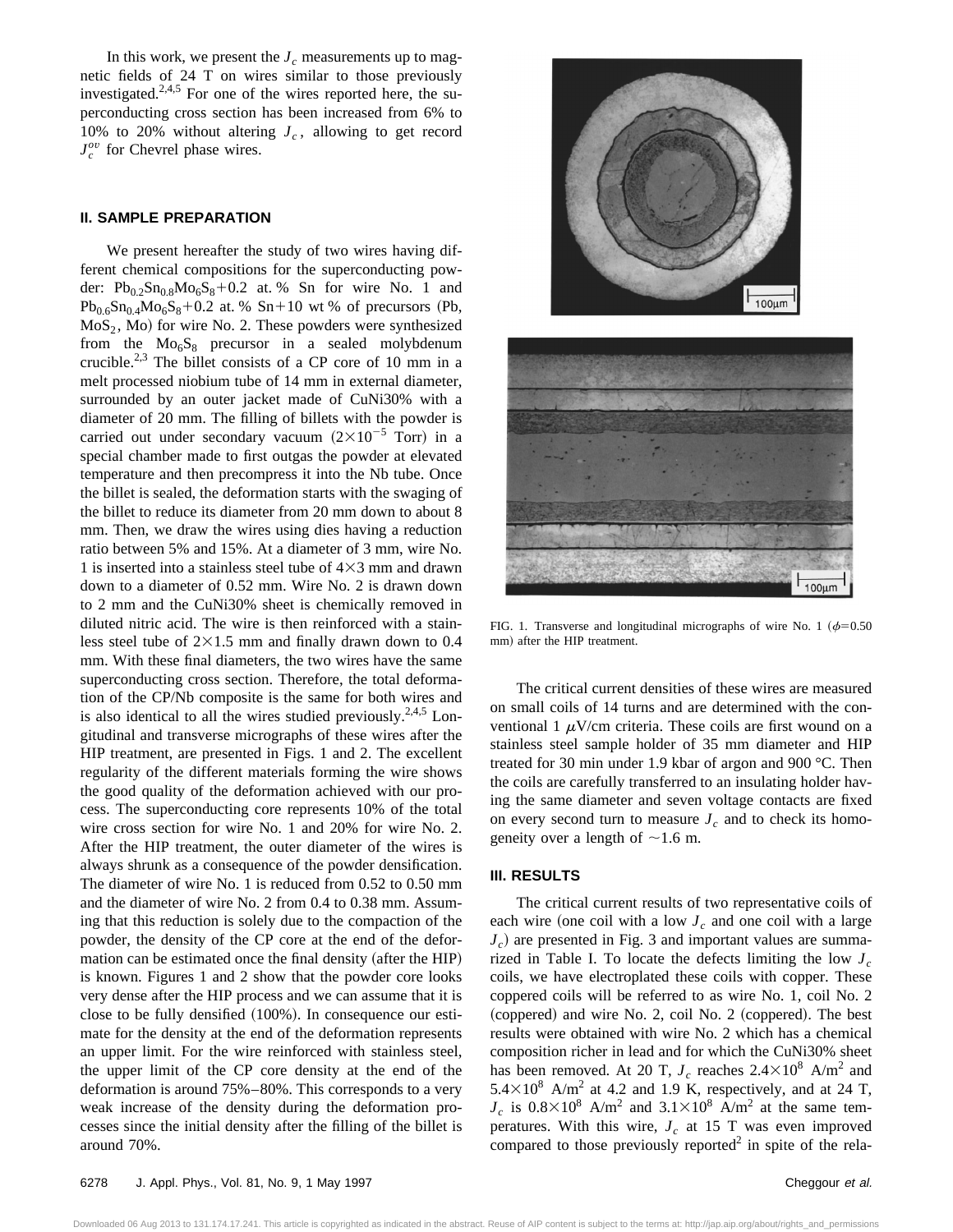In this work, we present the $J_c$ measurements up to magnetic fields of 24 T on wires similar to those previously investigated.[2,4,5] For one of the wires reported here, the superconducting cross section has been increased from 6% to 10% to 20% without altering $J_c$, allowing to get record $J_c^{ov}$ for Chevrel phase wires.

## II. SAMPLE PREPARATION

We present hereafter the study of two wires having different chemical compositions for the superconducting powder: $Pb_{0.2}Sn_{0.8}Mo_6S_8$+0.2 at. % Sn for wire No. 1 and $Pb_{0.6}Sn_{0.4}Mo_6S_8$+0.2 at. % Sn+10 wt % of precursors (Pb, $MoS_2$, Mo) for wire No. 2. These powders were synthesized from the $Mo_6S_8$ precursor in a sealed molybdenum crucible.[2,3] The billet consists of a CP core of 10 mm in a melt processed niobium tube of 14 mm in external diameter, surrounded by an outer jacket made of CuNi30% with a diameter of 20 mm. The filling of billets with the powder is carried out under secondary vacuum ($2\times10^{-5}$ Torr) in a special chamber made to first outgas the powder at elevated temperature and then precompress it into the Nb tube. Once the billet is sealed, the deformation starts with the swaging of the billet to reduce its diameter from 20 mm down to about 8 mm. Then, we draw the wires using dies having a reduction ratio between 5% and 15%. At a diameter of 3 mm, wire No. 1 is inserted into a stainless steel tube of 4×3 mm and drawn down to a diameter of 0.52 mm. Wire No. 2 is drawn down to 2 mm and the CuNi30% sheet is chemically removed in diluted nitric acid. The wire is then reinforced with a stainless steel tube of 2×1.5 mm and finally drawn down to 0.4 mm. With these final diameters, the two wires have the same superconducting cross section. Therefore, the total deformation of the CP/Nb composite is the same for both wires and is also identical to all the wires studied previously.[2,4,5] Longitudinal and transverse micrographs of these wires after the HIP treatment, are presented in Figs. 1 and 2. The excellent regularity of the different materials forming the wire shows the good quality of the deformation achieved with our process. The superconducting core represents 10% of the total wire cross section for wire No. 1 and 20% for wire No. 2. After the HIP treatment, the outer diameter of the wires is always shrunk as a consequence of the powder densification. The diameter of wire No. 1 is reduced from 0.52 to 0.50 mm and the diameter of wire No. 2 from 0.4 to 0.38 mm. Assuming that this reduction is solely due to the compaction of the powder, the density of the CP core at the end of the deformation can be estimated once the final density (after the HIP) is known. Figures 1 and 2 show that the powder core looks very dense after the HIP process and we can assume that it is close to be fully densified (100%). In consequence our estimate for the density at the end of the deformation represents an upper limit. For the wire reinforced with stainless steel, the upper limit of the CP core density at the end of the deformation is around 75%–80%. This corresponds to a very weak increase of the density during the deformation processes since the initial density after the filling of the billet is around 70%.

FIG. 1. Transverse and longitudinal micrographs of wire No. 1 ($\phi$=0.50 mm) after the HIP treatment.

The critical current densities of these wires are measured on small coils of 14 turns and are determined with the conventional 1 $\mu$V/cm criteria. These coils are first wound on a stainless steel sample holder of 35 mm diameter and HIP treated for 30 min under 1.9 kbar of argon and 900 °C. Then the coils are carefully transferred to an insulating holder having the same diameter and seven voltage contacts are fixed on every second turn to measure $J_c$ and to check its homogeneity over a length of ~1.6 m.

## III. RESULTS

The critical current results of two representative coils of each wire (one coil with a low $J_c$ and one coil with a large $J_c$) are presented in Fig. 3 and important values are summarized in Table I. To locate the defects limiting the low $J_c$ coils, we have electroplated these coils with copper. These coppered coils will be referred to as wire No. 1, coil No. 2 (coppered) and wire No. 2, coil No. 2 (coppered). The best results were obtained with wire No. 2 which has a chemical composition richer in lead and for which the CuNi30% sheet has been removed. At 20 T, $J_c$ reaches $2.4\times10^8$ A/m$^2$ and $5.4\times10^8$ A/m$^2$ at 4.2 and 1.9 K, respectively, and at 24 T, $J_c$ is $0.8\times10^8$ A/m$^2$ and $3.1\times10^8$ A/m$^2$ at the same temperatures. With this wire, $J_c$ at 15 T was even improved compared to those previously reported[2] in spite of the rela-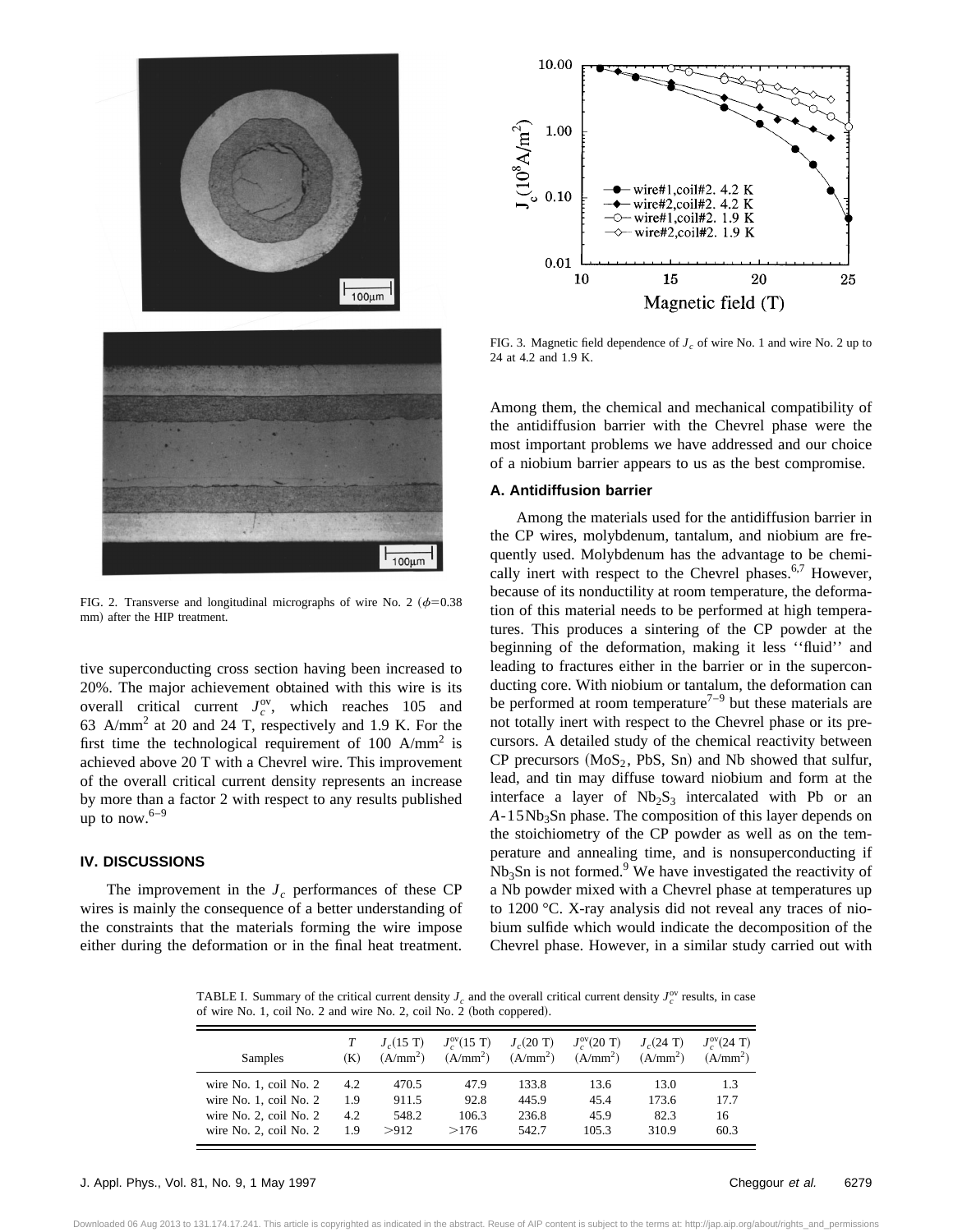FIG. 2. Transverse and longitudinal micrographs of wire No. 2 ($\phi$=0.38 mm) after the HIP treatment.

FIG. 3. Magnetic field dependence of $J_c$ of wire No. 1 and wire No. 2 up to 24 at 4.2 and 1.9 K.

tive superconducting cross section having been increased to 20%. The major achievement obtained with this wire is its overall critical current $J_c^{ov}$, which reaches 105 and 63 A/mm$^2$ at 20 and 24 T, respectively and 1.9 K. For the first time the technological requirement of 100 A/mm$^2$ is achieved above 20 T with a Chevrel wire. This improvement of the overall critical current density represents an increase by more than a factor 2 with respect to any results published up to now.[6–9]

## IV. DISCUSSIONS

The improvement in the $J_c$ performances of these CP wires is mainly the consequence of a better understanding of the constraints that the materials forming the wire impose either during the deformation or in the final heat treatment. Among them, the chemical and mechanical compatibility of the antidiffusion barrier with the Chevrel phase were the most important problems we have addressed and our choice of a niobium barrier appears to us as the best compromise.

### A. Antidiffusion barrier

Among the materials used for the antidiffusion barrier in the CP wires, molybdenum, tantalum, and niobium are frequently used. Molybdenum has the advantage to be chemically inert with respect to the Chevrel phases.[6,7] However, because of its nonductility at room temperature, the deformation of this material needs to be performed at high temperatures. This produces a sintering of the CP powder at the beginning of the deformation, making it less ''fluid'' and leading to fractures either in the barrier or in the superconducting core. With niobium or tantalum, the deformation can be performed at room temperature[7–9] but these materials are not totally inert with respect to the Chevrel phase or its precursors. A detailed study of the chemical reactivity between CP precursors ($MoS_2$, PbS, Sn) and Nb showed that sulfur, lead, and tin may diffuse toward niobium and form at the interface a layer of $Nb_2S_3$ intercalated with Pb or an $A$-15$Nb_3Sn$ phase. The composition of this layer depends on the stoichiometry of the CP powder as well as on the temperature and annealing time, and is nonsuperconducting if $Nb_3Sn$ is not formed.[9] We have investigated the reactivity of a Nb powder mixed with a Chevrel phase at temperatures up to 1200 °C. X-ray analysis did not reveal any traces of niobium sulfide which would indicate the decomposition of the Chevrel phase. However, in a similar study carried out with

TABLE I. Summary of the critical current density $J_c$ and the overall critical current density $J_c^{ov}$ results, in case of wire No. 1, coil No. 2 and wire No. 2, coil No. 2 (both coppered).

| Samples | $T$ (K) | $J_c$(15 T) (A/mm$^2$) | $J_c^{ov}$(15 T) (A/mm$^2$) | $J_c$(20 T) (A/mm$^2$) | $J_c^{ov}$(20 T) (A/mm$^2$) | $J_c$(24 T) (A/mm$^2$) | $J_c^{ov}$(24 T) (A/mm$^2$) |
|---|---|---|---|---|---|---|---|
| wire No. 1, coil No. 2 | 4.2 | 470.5 | 47.9 | 133.8 | 13.6 | 13.0 | 1.3 |
| wire No. 1, coil No. 2 | 1.9 | 911.5 | 92.8 | 445.9 | 45.4 | 173.6 | 17.7 |
| wire No. 2, coil No. 2 | 4.2 | 548.2 | 106.3 | 236.8 | 45.9 | 82.3 | 16 |
| wire No. 2, coil No. 2 | 1.9 | >912 | >176 | 542.7 | 105.3 | 310.9 | 60.3 |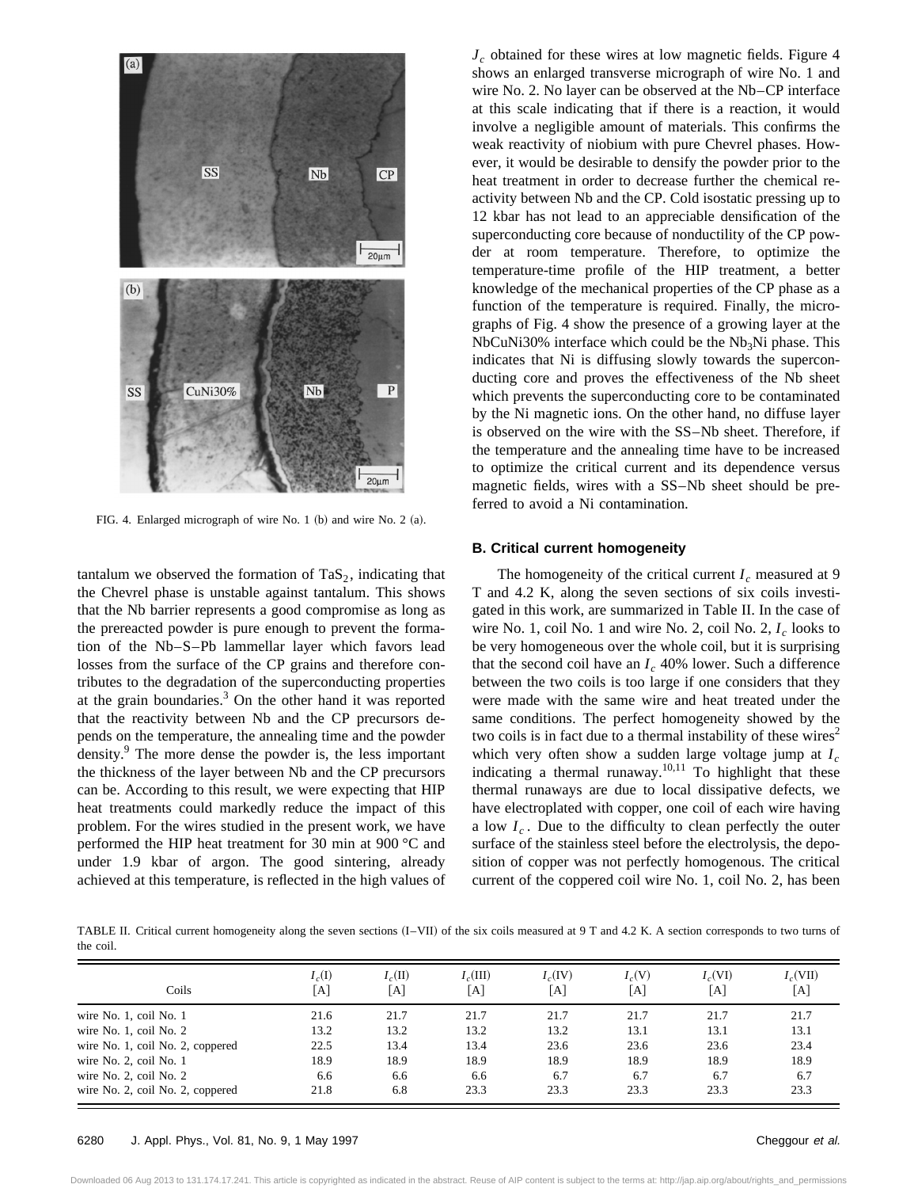FIG. 4. Enlarged micrograph of wire No. 1 (b) and wire No. 2 (a).

tantalum we observed the formation of $TaS_2$, indicating that the Chevrel phase is unstable against tantalum. This shows that the Nb barrier represents a good compromise as long as the prereacted powder is pure enough to prevent the formation of the Nb–S–Pb lammellar layer which favors lead losses from the surface of the CP grains and therefore contributes to the degradation of the superconducting properties at the grain boundaries.[3] On the other hand it was reported that the reactivity between Nb and the CP precursors depends on the temperature, the annealing time and the powder density.[9] The more dense the powder is, the less important the thickness of the layer between Nb and the CP precursors can be. According to this result, we were expecting that HIP heat treatments could markedly reduce the impact of this problem. For the wires studied in the present work, we have performed the HIP heat treatment for 30 min at 900 °C and under 1.9 kbar of argon. The good sintering, already achieved at this temperature, is reflected in the high values of $J_c$ obtained for these wires at low magnetic fields. Figure 4 shows an enlarged transverse micrograph of wire No. 1 and wire No. 2. No layer can be observed at the Nb–CP interface at this scale indicating that if there is a reaction, it would involve a negligible amount of materials. This confirms the weak reactivity of niobium with pure Chevrel phases. However, it would be desirable to densify the powder prior to the heat treatment in order to decrease further the chemical reactivity between Nb and the CP. Cold isostatic pressing up to 12 kbar has not lead to an appreciable densification of the superconducting core because of nonductility of the CP powder at room temperature. Therefore, to optimize the temperature-time profile of the HIP treatment, a better knowledge of the mechanical properties of the CP phase as a function of the temperature is required. Finally, the micrographs of Fig. 4 show the presence of a growing layer at the NbCuNi30% interface which could be the $Nb_3Ni$ phase. This indicates that Ni is diffusing slowly towards the superconducting core and proves the effectiveness of the Nb sheet which prevents the superconducting core to be contaminated by the Ni magnetic ions. On the other hand, no diffuse layer is observed on the wire with the SS–Nb sheet. Therefore, if the temperature and the annealing time have to be increased to optimize the critical current and its dependence versus magnetic fields, wires with a SS–Nb sheet should be preferred to avoid a Ni contamination.

### B. Critical current homogeneity

The homogeneity of the critical current $I_c$ measured at 9 T and 4.2 K, along the seven sections of six coils investigated in this work, are summarized in Table II. In the case of wire No. 1, coil No. 1 and wire No. 2, coil No. 2, $I_c$ looks to be very homogeneous over the whole coil, but it is surprising that the second coil have an $I_c$ 40% lower. Such a difference between the two coils is too large if one considers that they were made with the same wire and heat treated under the same conditions. The perfect homogeneity showed by the two coils is in fact due to a thermal instability of these wires[2] which very often show a sudden large voltage jump at $I_c$ indicating a thermal runaway.[10,11] To highlight that these thermal runaways are due to local dissipative defects, we have electroplated with copper, one coil of each wire having a low $I_c$. Due to the difficulty to clean perfectly the outer surface of the stainless steel before the electrolysis, the deposition of copper was not perfectly homogenous. The critical current of the coppered coil wire No. 1, coil No. 2, has been

TABLE II. Critical current homogeneity along the seven sections (I–VII) of the six coils measured at 9 T and 4.2 K. A section corresponds to two turns of the coil.

| Coils | $I_c$(I) [A] | $I_c$(II) [A] | $I_c$(III) [A] | $I_c$(IV) [A] | $I_c$(V) [A] | $I_c$(VI) [A] | $I_c$(VII) [A] |
|---|---|---|---|---|---|---|---|
| wire No. 1, coil No. 1 | 21.6 | 21.7 | 21.7 | 21.7 | 21.7 | 21.7 | 21.7 |
| wire No. 1, coil No. 2 | 13.2 | 13.2 | 13.2 | 13.2 | 13.1 | 13.1 | 13.1 |
| wire No. 1, coil No. 2, coppered | 22.5 | 13.4 | 13.4 | 23.6 | 23.6 | 23.6 | 23.4 |
| wire No. 2, coil No. 1 | 18.9 | 18.9 | 18.9 | 18.9 | 18.9 | 18.9 | 18.9 |
| wire No. 2, coil No. 2 | 6.6 | 6.6 | 6.6 | 6.7 | 6.7 | 6.7 | 6.7 |
| wire No. 2, coil No. 2, coppered | 21.8 | 6.8 | 23.3 | 23.3 | 23.3 | 23.3 | 23.3 |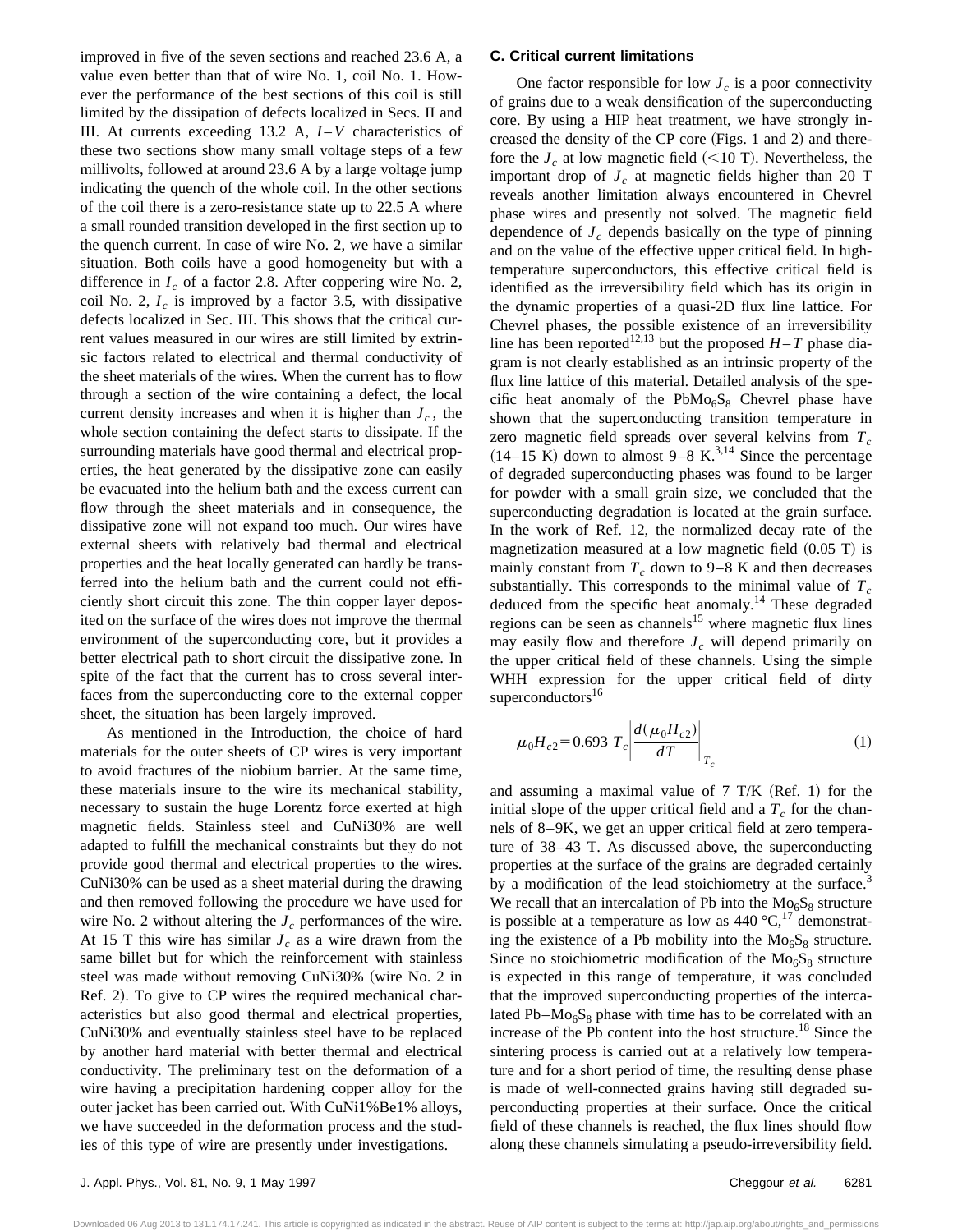improved in five of the seven sections and reached 23.6 A, a value even better than that of wire No. 1, coil No. 1. However the performance of the best sections of this coil is still limited by the dissipation of defects localized in Secs. II and III. At currents exceeding 13.2 A, $I-V$ characteristics of these two sections show many small voltage steps of a few millivolts, followed at around 23.6 A by a large voltage jump indicating the quench of the whole coil. In the other sections of the coil there is a zero-resistance state up to 22.5 A where a small rounded transition developed in the first section up to the quench current. In case of wire No. 2, we have a similar situation. Both coils have a good homogeneity but with a difference in $I_c$ of a factor 2.8. After coppering wire No. 2, coil No. 2, $I_c$ is improved by a factor 3.5, with dissipative defects localized in Sec. III. This shows that the critical current values measured in our wires are still limited by extrinsic factors related to electrical and thermal conductivity of the sheet materials of the wires. When the current has to flow through a section of the wire containing a defect, the local current density increases and when it is higher than $J_c$, the whole section containing the defect starts to dissipate. If the surrounding materials have good thermal and electrical properties, the heat generated by the dissipative zone can easily be evacuated into the helium bath and the excess current can flow through the sheet materials and in consequence, the dissipative zone will not expand too much. Our wires have external sheets with relatively bad thermal and electrical properties and the heat locally generated can hardly be transferred into the helium bath and the current could not efficiently short circuit this zone. The thin copper layer deposited on the surface of the wires does not improve the thermal environment of the superconducting core, but it provides a better electrical path to short circuit the dissipative zone. In spite of the fact that the current has to cross several interfaces from the superconducting core to the external copper sheet, the situation has been largely improved.

As mentioned in the Introduction, the choice of hard materials for the outer sheets of CP wires is very important to avoid fractures of the niobium barrier. At the same time, these materials insure to the wire its mechanical stability, necessary to sustain the huge Lorentz force exerted at high magnetic fields. Stainless steel and CuNi30% are well adapted to fulfill the mechanical constraints but they do not provide good thermal and electrical properties to the wires. CuNi30% can be used as a sheet material during the drawing and then removed following the procedure we have used for wire No. 2 without altering the $J_c$ performances of the wire. At 15 T this wire has similar $J_c$ as a wire drawn from the same billet but for which the reinforcement with stainless steel was made without removing CuNi30% (wire No. 2 in Ref. 2). To give to CP wires the required mechanical characteristics but also good thermal and electrical properties, CuNi30% and eventually stainless steel have to be replaced by another hard material with better thermal and electrical conductivity. The preliminary test on the deformation of a wire having a precipitation hardening copper alloy for the outer jacket has been carried out. With CuNi1%Be1% alloys, we have succeeded in the deformation process and the studies of this type of wire are presently under investigations.

### C. Critical current limitations

One factor responsible for low $J_c$ is a poor connectivity of grains due to a weak densification of the superconducting core. By using a HIP heat treatment, we have strongly increased the density of the CP core (Figs. 1 and 2) and therefore the $J_c$ at low magnetic field (<10 T). Nevertheless, the important drop of $J_c$ at magnetic fields higher than 20 T reveals another limitation always encountered in Chevrel phase wires and presently not solved. The magnetic field dependence of $J_c$ depends basically on the type of pinning and on the value of the effective upper critical field. In high-temperature superconductors, this effective critical field is identified as the irreversibility field which has its origin in the dynamic properties of a quasi-2D flux line lattice. For Chevrel phases, the possible existence of an irreversibility line has been reported[12,13] but the proposed $H-T$ phase diagram is not clearly established as an intrinsic property of the flux line lattice of this material. Detailed analysis of the specific heat anomaly of the $PbMo_6S_8$ Chevrel phase have shown that the superconducting transition temperature in zero magnetic field spreads over several kelvins from $T_c$ (14–15 K) down to almost 9–8 K.[3,14] Since the percentage of degraded superconducting phases was found to be larger for powder with a small grain size, we concluded that the superconducting degradation is located at the grain surface. In the work of Ref. 12, the normalized decay rate of the magnetization measured at a low magnetic field (0.05 T) is mainly constant from $T_c$ down to 9–8 K and then decreases substantially. This corresponds to the minimal value of $T_c$ deduced from the specific heat anomaly.[14] These degraded regions can be seen as channels[15] where magnetic flux lines may easily flow and therefore $J_c$ will depend primarily on the upper critical field of these channels. Using the simple WHH expression for the upper critical field of dirty superconductors[16]

$$\mu_0 H_{c2} = 0.693\, T_c \left| \frac{d(\mu_0 H_{c2})}{dT} \right|_{T_c} \tag{1}$$

and assuming a maximal value of 7 T/K (Ref. 1) for the initial slope of the upper critical field and a $T_c$ for the channels of 8–9K, we get an upper critical field at zero temperature of 38–43 T. As discussed above, the superconducting properties at the surface of the grains are degraded certainly by a modification of the lead stoichiometry at the surface.[3] We recall that an intercalation of Pb into the $Mo_6S_8$ structure is possible at a temperature as low as 440 °C,[17] demonstrating the existence of a Pb mobility into the $Mo_6S_8$ structure. Since no stoichiometric modification of the $Mo_6S_8$ structure is expected in this range of temperature, it was concluded that the improved superconducting properties of the intercalated Pb–$Mo_6S_8$ phase with time has to be correlated with an increase of the Pb content into the host structure.[18] Since the sintering process is carried out at a relatively low temperature and for a short period of time, the resulting dense phase is made of well-connected grains having still degraded superconducting properties at their surface. Once the critical field of these channels is reached, the flux lines should flow along these channels simulating a pseudo-irreversibility field.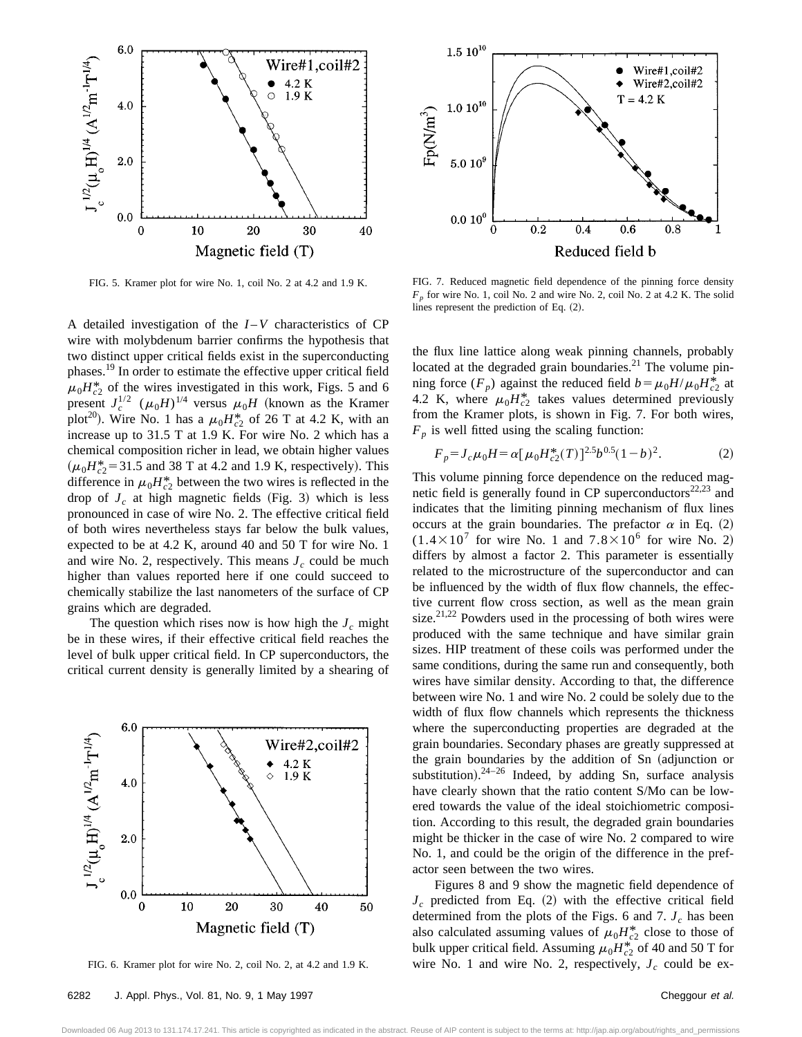FIG. 5. Kramer plot for wire No. 1, coil No. 2 at 4.2 and 1.9 K.

FIG. 7. Reduced magnetic field dependence of the pinning force density $F_p$ for wire No. 1, coil No. 2 and wire No. 2, coil No. 2 at 4.2 K. The solid lines represent the prediction of Eq. (2).

A detailed investigation of the $I$–$V$ characteristics of CP wire with molybdenum barrier confirms the hypothesis that two distinct upper critical fields exist in the superconducting phases.[19] In order to estimate the effective upper critical field $\mu_0 H_{c2}^*$ of the wires investigated in this work, Figs. 5 and 6 present $J_c^{1/2}$ $(\mu_0 H)^{1/4}$ versus $\mu_0 H$ (known as the Kramer plot[20]). Wire No. 1 has a $\mu_0 H_{c2}^*$ of 26 T at 4.2 K, with an increase up to 31.5 T at 1.9 K. For wire No. 2 which has a chemical composition richer in lead, we obtain higher values ($\mu_0 H_{c2}^* = 31.5$ and 38 T at 4.2 and 1.9 K, respectively). This difference in $\mu_0 H_{c2}^*$ between the two wires is reflected in the drop of $J_c$ at high magnetic fields (Fig. 3) which is less pronounced in case of wire No. 2. The effective critical field of both wires nevertheless stays far below the bulk values, expected to be at 4.2 K, around 40 and 50 T for wire No. 1 and wire No. 2, respectively. This means $J_c$ could be much higher than values reported here if one could succeed to chemically stabilize the last nanometers of the surface of CP grains which are degraded.

The question which rises now is how high the $J_c$ might be in these wires, if their effective critical field reaches the level of bulk upper critical field. In CP superconductors, the critical current density is generally limited by a shearing of the flux line lattice along weak pinning channels, probably located at the degraded grain boundaries.[21] The volume pinning force ($F_p$) against the reduced field $b = \mu_0 H / \mu_0 H_{c2}^*$ at 4.2 K, where $\mu_0 H_{c2}^*$ takes values determined previously from the Kramer plots, is shown in Fig. 7. For both wires, $F_p$ is well fitted using the scaling function:

$$F_p = J_c \mu_0 H = \alpha [\mu_0 H_{c2}^*(T)]^{2.5} b^{0.5} (1-b)^2. \tag{2}$$

This volume pinning force dependence on the reduced magnetic field is generally found in CP superconductors[22,23] and indicates that the limiting pinning mechanism of flux lines occurs at the grain boundaries. The prefactor $\alpha$ in Eq. (2) ($1.4 \times 10^7$ for wire No. 1 and $7.8 \times 10^6$ for wire No. 2) differs by almost a factor 2. This parameter is essentially related to the microstructure of the superconductor and can be influenced by the width of flux flow channels, the effective current flow cross section, as well as the mean grain size.[21,22] Powders used in the processing of both wires were produced with the same technique and have similar grain sizes. HIP treatment of these coils was performed under the same conditions, during the same run and consequently, both wires have similar density. According to that, the difference between wire No. 1 and wire No. 2 could be solely due to the width of flux flow channels which represents the thickness where the superconducting properties are degraded at the grain boundaries. Secondary phases are greatly suppressed at the grain boundaries by the addition of Sn (adjunction or substitution).[24–26] Indeed, by adding Sn, surface analysis have clearly shown that the ratio content S/Mo can be lowered towards the value of the ideal stoichiometric composition. According to this result, the degraded grain boundaries might be thicker in the case of wire No. 2 compared to wire No. 1, and could be the origin of the difference in the prefactor seen between the two wires.

FIG. 6. Kramer plot for wire No. 2, coil No. 2, at 4.2 and 1.9 K.

Figures 8 and 9 show the magnetic field dependence of $J_c$ predicted from Eq. (2) with the effective critical field determined from the plots of the Figs. 6 and 7. $J_c$ has been also calculated assuming values of $\mu_0 H_{c2}^*$ close to those of bulk upper critical field. Assuming $\mu_0 H_{c2}^*$ of 40 and 50 T for wire No. 1 and wire No. 2, respectively, $J_c$ could be ex-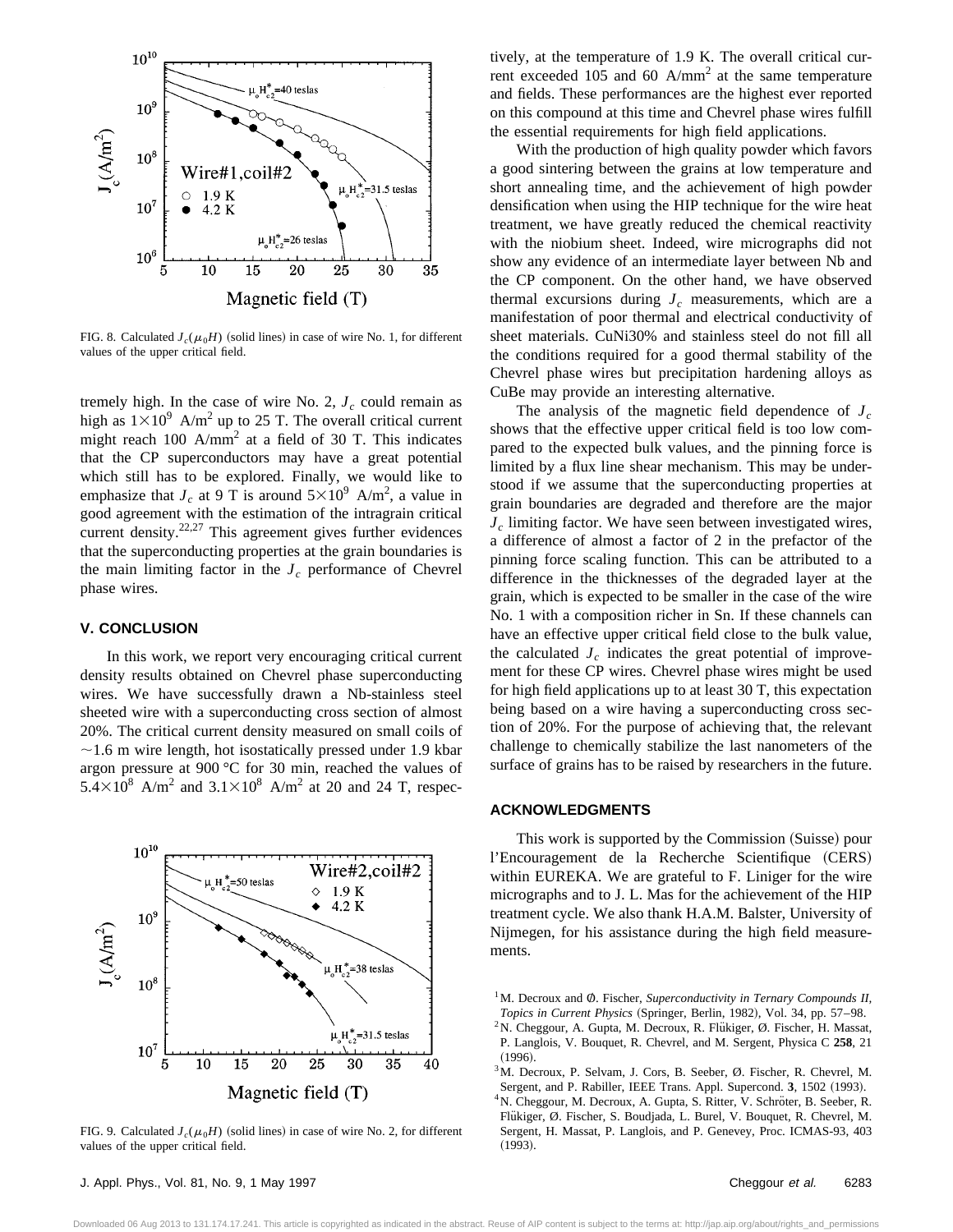FIG. 8. Calculated $J_c(\mu_0 H)$ (solid lines) in case of wire No. 1, for different values of the upper critical field.

tremely high. In the case of wire No. 2, $J_c$ could remain as high as $1\times10^9$ A/m$^2$ up to 25 T. The overall critical current might reach 100 A/mm$^2$ at a field of 30 T. This indicates that the CP superconductors may have a great potential which still has to be explored. Finally, we would like to emphasize that $J_c$ at 9 T is around $5\times10^9$ A/m$^2$, a value in good agreement with the estimation of the intragrain critical current density.[22,27] This agreement gives further evidences that the superconducting properties at the grain boundaries is the main limiting factor in the $J_c$ performance of Chevrel phase wires.

## V. CONCLUSION

In this work, we report very encouraging critical current density results obtained on Chevrel phase superconducting wires. We have successfully drawn a Nb-stainless steel sheeted wire with a superconducting cross section of almost 20%. The critical current density measured on small coils of ~1.6 m wire length, hot isostatically pressed under 1.9 kbar argon pressure at 900 °C for 30 min, reached the values of $5.4\times10^8$ A/m$^2$ and $3.1\times10^8$ A/m$^2$ at 20 and 24 T, respectively, at the temperature of 1.9 K. The overall critical current exceeded 105 and 60 A/mm$^2$ at the same temperature and fields. These performances are the highest ever reported on this compound at this time and Chevrel phase wires fulfill the essential requirements for high field applications.

With the production of high quality powder which favors a good sintering between the grains at low temperature and short annealing time, and the achievement of high powder densification when using the HIP technique for the wire heat treatment, we have greatly reduced the chemical reactivity with the niobium sheet. Indeed, wire micrographs did not show any evidence of an intermediate layer between Nb and the CP component. On the other hand, we have observed thermal excursions during $J_c$ measurements, which are a manifestation of poor thermal and electrical conductivity of sheet materials. CuNi30% and stainless steel do not fill all the conditions required for a good thermal stability of the Chevrel phase wires but precipitation hardening alloys as CuBe may provide an interesting alternative.

The analysis of the magnetic field dependence of $J_c$ shows that the effective upper critical field is too low compared to the expected bulk values, and the pinning force is limited by a flux line shear mechanism. This may be understood if we assume that the superconducting properties at grain boundaries are degraded and therefore are the major $J_c$ limiting factor. We have seen between investigated wires, a difference of almost a factor of 2 in the prefactor of the pinning force scaling function. This can be attributed to a difference in the thicknesses of the degraded layer at the grain, which is expected to be smaller in the case of the wire No. 1 with a composition richer in Sn. If these channels can have an effective upper critical field close to the bulk value, the calculated $J_c$ indicates the great potential of improvement for these CP wires. Chevrel phase wires might be used for high field applications up to at least 30 T, this expectation being based on a wire having a superconducting cross section of 20%. For the purpose of achieving that, the relevant challenge to chemically stabilize the last nanometers of the surface of grains has to be raised by researchers in the future.

FIG. 9. Calculated $J_c(\mu_0 H)$ (solid lines) in case of wire No. 2, for different values of the upper critical field.

## ACKNOWLEDGMENTS

This work is supported by the Commission (Suisse) pour l'Encouragement de la Recherche Scientifique (CERS) within EUREKA. We are grateful to F. Liniger for the wire micrographs and to J. L. Mas for the achievement of the HIP treatment cycle. We also thank H.A.M. Balster, University of Nijmegen, for his assistance during the high field measurements.

[1] M. Decroux and Ø. Fischer, *Superconductivity in Ternary Compounds II, Topics in Current Physics* (Springer, Berlin, 1982), Vol. 34, pp. 57–98.

[2] N. Cheggour, A. Gupta, M. Decroux, R. Flükiger, Ø. Fischer, H. Massat, P. Langlois, V. Bouquet, R. Chevrel, and M. Sergent, Physica C **258**, 21 (1996).

[3] M. Decroux, P. Selvam, J. Cors, B. Seeber, Ø. Fischer, R. Chevrel, M. Sergent, and P. Rabiller, IEEE Trans. Appl. Supercond. **3**, 1502 (1993).

[4] N. Cheggour, M. Decroux, A. Gupta, S. Ritter, V. Schröter, B. Seeber, R. Flükiger, Ø. Fischer, S. Boudjada, L. Burel, V. Bouquet, R. Chevrel, M. Sergent, H. Massat, P. Langlois, and P. Genevey, Proc. ICMAS-93, 403 (1993).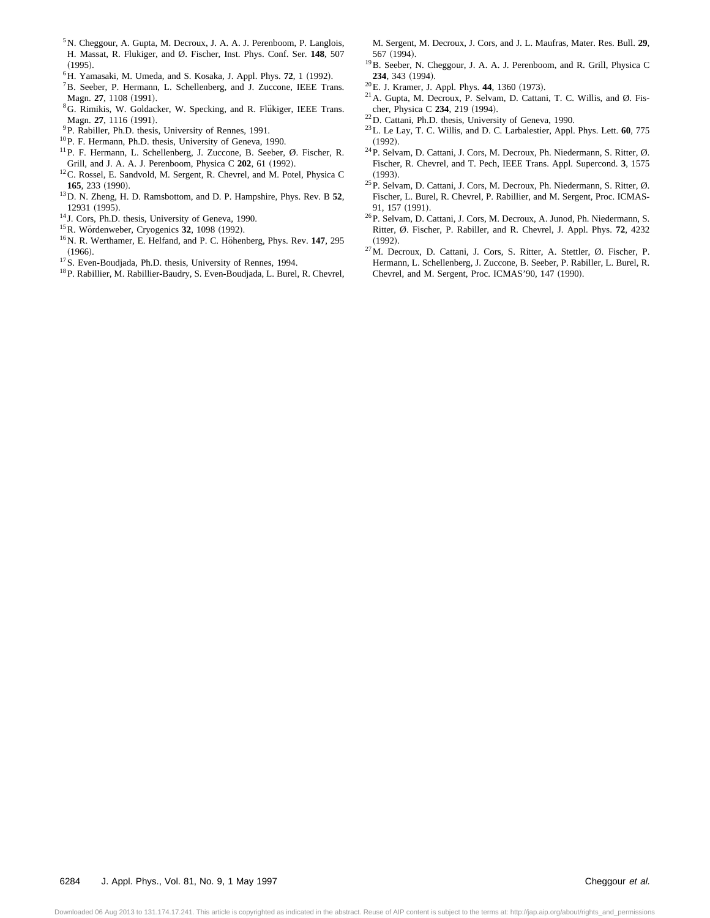[5] N. Cheggour, A. Gupta, M. Decroux, J. A. A. J. Perenboom, P. Langlois, H. Massat, R. Flukiger, and Ø. Fischer, Inst. Phys. Conf. Ser. **148**, 507 (1995).

[6] H. Yamasaki, M. Umeda, and S. Kosaka, J. Appl. Phys. **72**, 1 (1992).

[7] B. Seeber, P. Hermann, L. Schellenberg, and J. Zuccone, IEEE Trans. Magn. **27**, 1108 (1991).

[8] G. Rimikis, W. Goldacker, W. Specking, and R. Flükiger, IEEE Trans. Magn. **27**, 1116 (1991).

[9] P. Rabiller, Ph.D. thesis, University of Rennes, 1991.

[10] P. F. Hermann, Ph.D. thesis, University of Geneva, 1990.

[11] P. F. Hermann, L. Schellenberg, J. Zuccone, B. Seeber, Ø. Fischer, R. Grill, and J. A. A. J. Perenboom, Physica C **202**, 61 (1992).

[12] C. Rossel, E. Sandvold, M. Sergent, R. Chevrel, and M. Potel, Physica C **165**, 233 (1990).

[13] D. N. Zheng, H. D. Ramsbottom, and D. P. Hampshire, Phys. Rev. B **52**, 12931 (1995).

[14] J. Cors, Ph.D. thesis, University of Geneva, 1990.

[15] R. Wördenweber, Cryogenics **32**, 1098 (1992).

[16] N. R. Werthamer, E. Helfand, and P. C. Höhenberg, Phys. Rev. **147**, 295 (1966).

[17] S. Even-Boudjada, Ph.D. thesis, University of Rennes, 1994.

[18] P. Rabillier, M. Rabillier-Baudry, S. Even-Boudjada, L. Burel, R. Chevrel, M. Sergent, M. Decroux, J. Cors, and J. L. Maufras, Mater. Res. Bull. **29**, 567 (1994).

[19] B. Seeber, N. Cheggour, J. A. A. J. Perenboom, and R. Grill, Physica C **234**, 343 (1994).

[20] E. J. Kramer, J. Appl. Phys. **44**, 1360 (1973).

[21] A. Gupta, M. Decroux, P. Selvam, D. Cattani, T. C. Willis, and Ø. Fischer, Physica C **234**, 219 (1994).

[22] D. Cattani, Ph.D. thesis, University of Geneva, 1990.

[23] L. Le Lay, T. C. Willis, and D. C. Larbalestier, Appl. Phys. Lett. **60**, 775 (1992).

[24] P. Selvam, D. Cattani, J. Cors, M. Decroux, Ph. Niedermann, S. Ritter, Ø. Fischer, R. Chevrel, and T. Pech, IEEE Trans. Appl. Supercond. **3**, 1575 (1993).

[25] P. Selvam, D. Cattani, J. Cors, M. Decroux, Ph. Niedermann, S. Ritter, Ø. Fischer, L. Burel, R. Chevrel, P. Rabillier, and M. Sergent, Proc. ICMAS-91, 157 (1991).

[26] P. Selvam, D. Cattani, J. Cors, M. Decroux, A. Junod, Ph. Niedermann, S. Ritter, Ø. Fischer, P. Rabiller, and R. Chevrel, J. Appl. Phys. **72**, 4232 (1992).

[27] M. Decroux, D. Cattani, J. Cors, S. Ritter, A. Stettler, Ø. Fischer, P. Hermann, L. Schellenberg, J. Zuccone, B. Seeber, P. Rabiller, L. Burel, R. Chevrel, and M. Sergent, Proc. ICMAS'90, 147 (1990).